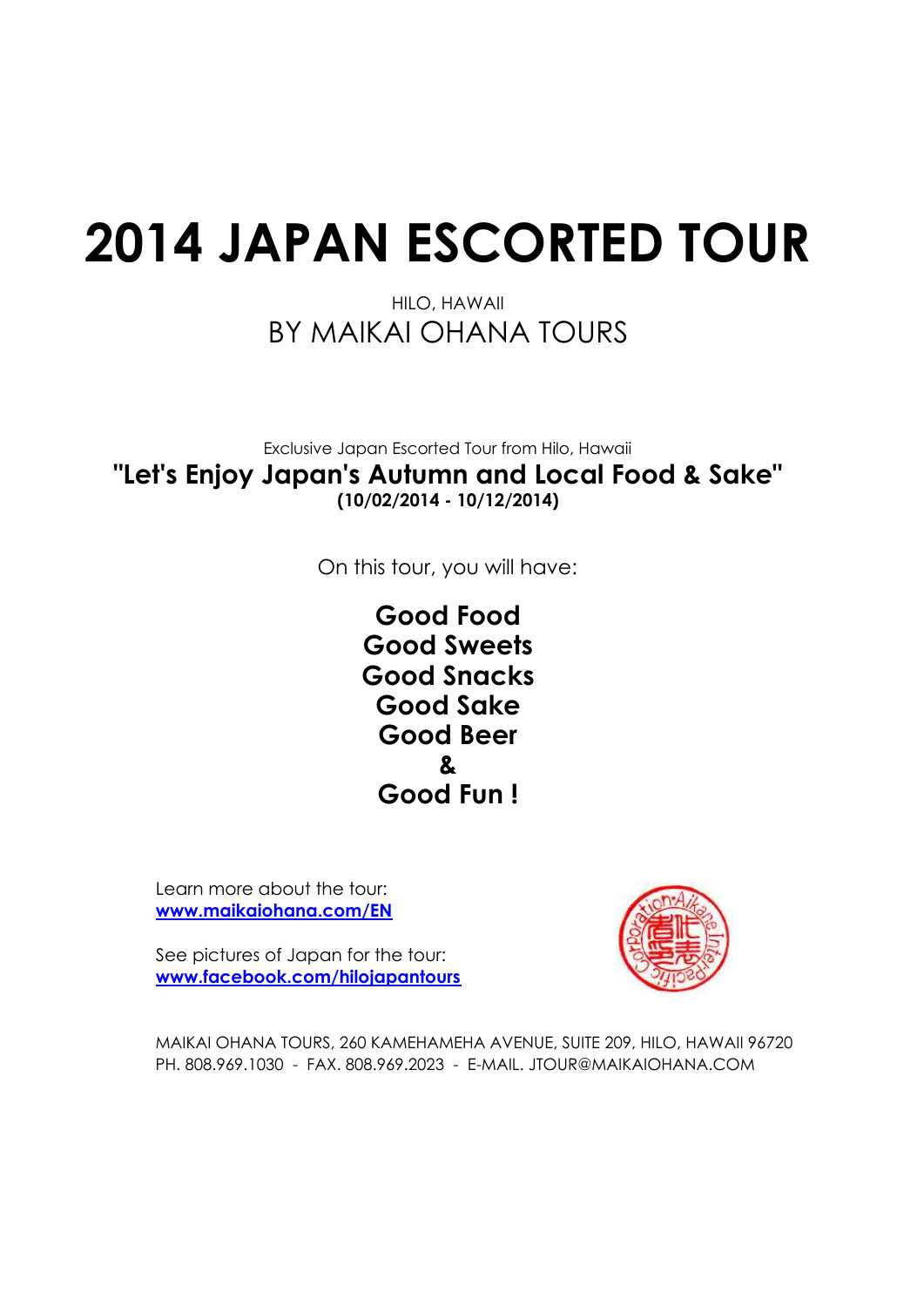# 2014 JAPAN ESCORTED TOUR

HILO, HAWAII

BY MAIKAI OHANA TOURS

Exclusive Japan Escorted Tour from Hilo, Hawaii

**"Let's Enjoy Japan's Autumn and Local Food & Sake"**

**(10/02/2014 - 10/12/2014)**

On this tour, you will have:

**Good Food**
**Good Sweets**
**Good Snacks**
**Good Sake**
**Good Beer**
**&**
**Good Fun !**

Learn more about the tour:
**www.maikaiohana.com/EN**

See pictures of Japan for the tour:
**www.facebook.com/hilojapantours**

MAIKAI OHANA TOURS, 260 KAMEHAMEHA AVENUE, SUITE 209, HILO, HAWAII 96720
PH. 808.969.1030 - FAX. 808.969.2023 - E-MAIL. JTOUR@MAIKAIOHANA.COM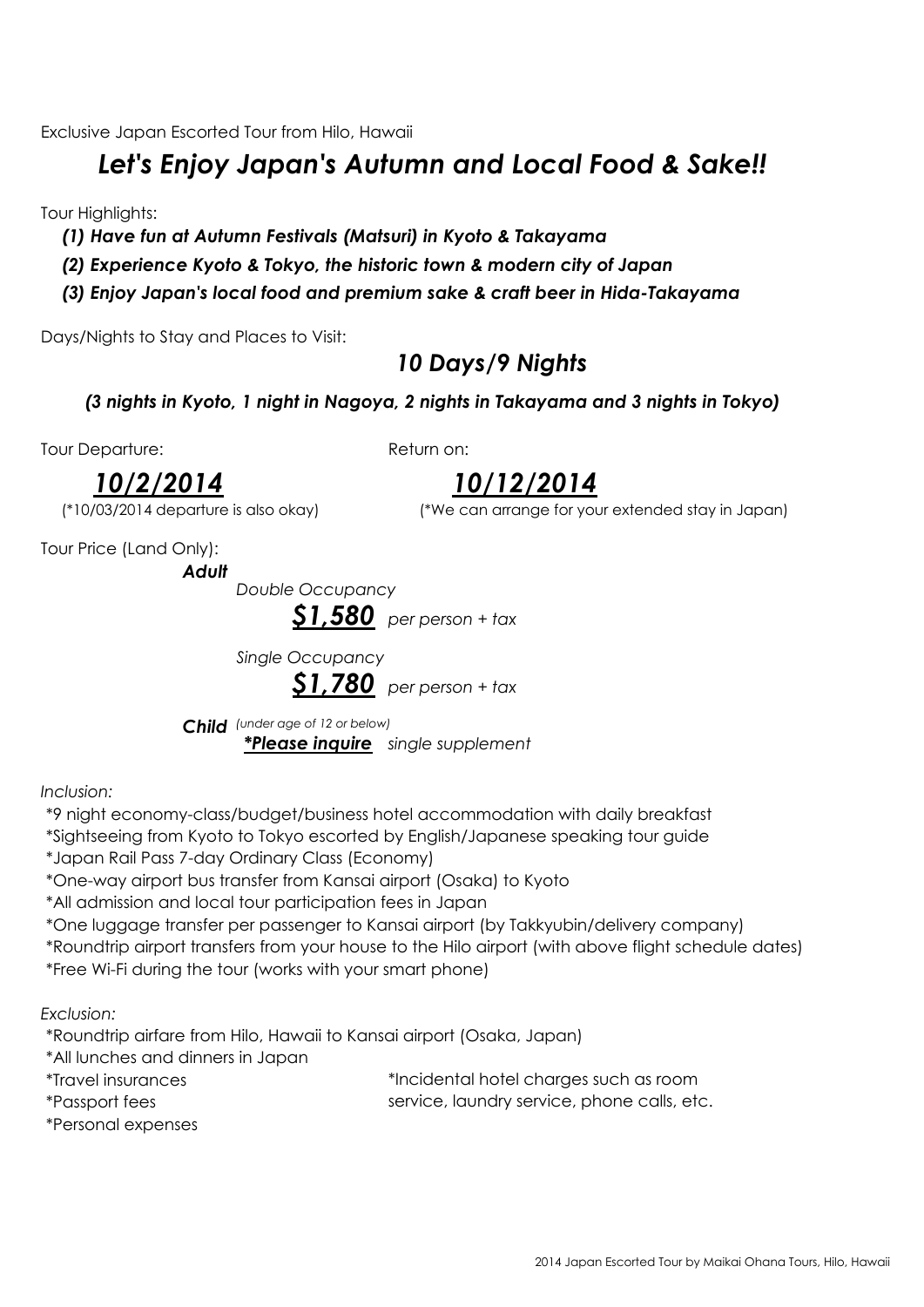Exclusive Japan Escorted Tour from Hilo, Hawaii

# *Let's Enjoy Japan's Autumn and Local Food & Sake!!*

Tour Highlights:

***(1) Have fun at Autumn Festivals (Matsuri) in Kyoto & Takayama***

***(2) Experience Kyoto & Tokyo, the historic town & modern city of Japan***

***(3) Enjoy Japan's local food and premium sake & craft beer in Hida-Takayama***

Days/Nights to Stay and Places to Visit:

## *10 Days/9 Nights*

***(3 nights in Kyoto, 1 night in Nagoya, 2 nights in Takayama and 3 nights in Tokyo)***

Tour Departure:

## ***10/2/2014***

(*10/03/2014 departure is also okay)

Return on:

## ***10/12/2014***

(*We can arrange for your extended stay in Japan)

Tour Price (Land Only):

***Adult***

*Double Occupancy*

***$1,580*** *per person + tax*

*Single Occupancy*

***$1,780*** *per person + tax*

***Child*** *(under age of 12 or below)*

***\*Please inquire*** *single supplement*

*Inclusion:*

*9 night economy-class/budget/business hotel accommodation with daily breakfast
*Sightseeing from Kyoto to Tokyo escorted by English/Japanese speaking tour guide
*Japan Rail Pass 7-day Ordinary Class (Economy)
*One-way airport bus transfer from Kansai airport (Osaka) to Kyoto
*All admission and local tour participation fees in Japan
*One luggage transfer per passenger to Kansai airport (by Takkyubin/delivery company)
*Roundtrip airport transfers from your house to the Hilo airport (with above flight schedule dates)
*Free Wi-Fi during the tour (works with your smart phone)

*Exclusion:*

*Roundtrip airfare from Hilo, Hawaii to Kansai airport (Osaka, Japan)
*All lunches and dinners in Japan
*Travel insurances
*Passport fees
*Personal expenses
*Incidental hotel charges such as room service, laundry service, phone calls, etc.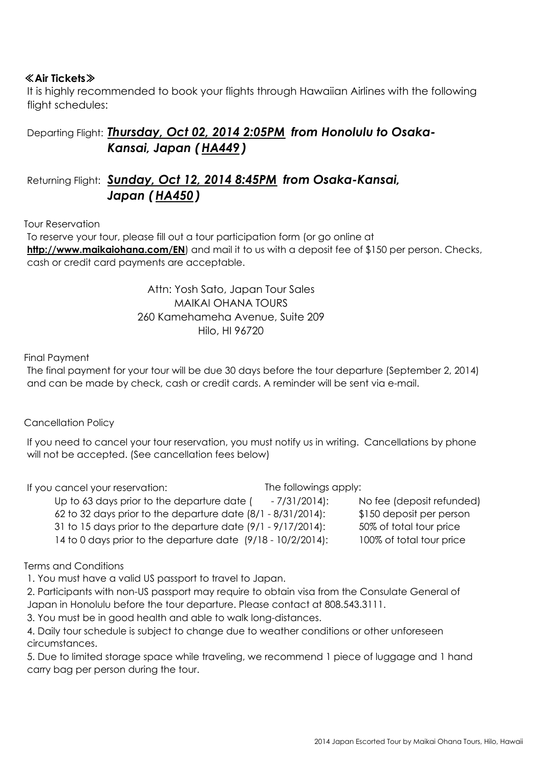**≪Air Tickets≫**

It is highly recommended to book your flights through Hawaiian Airlines with the following flight schedules:

Departing Flight: ***Thursday, Oct 02, 2014 2:05PM** from Honolulu to Osaka-Kansai, Japan ( **HA449** )*

Returning Flight: ***Sunday, Oct 12, 2014 8:45PM** from Osaka-Kansai, Japan ( **HA450** )*

Tour Reservation

To reserve your tour, please fill out a tour participation form (or go online at **http://www.maikaiohana.com/EN**) and mail it to us with a deposit fee of $150 per person. Checks, cash or credit card payments are acceptable.

Attn: Yosh Sato, Japan Tour Sales
MAIKAI OHANA TOURS
260 Kamehameha Avenue, Suite 209
Hilo, HI 96720

Final Payment

The final payment for your tour will be due 30 days before the tour departure (September 2, 2014) and can be made by check, cash or credit cards. A reminder will be sent via e-mail.

Cancellation Policy

If you need to cancel your tour reservation, you must notify us in writing. Cancellations by phone will not be accepted. (See cancellation fees below)

| If you cancel your reservation: | The followings apply: |
|---|---|
| Up to 63 days prior to the departure date ( - 7/31/2014): | No fee (deposit refunded) |
| 62 to 32 days prior to the departure date (8/1 - 8/31/2014): | $150 deposit per person |
| 31 to 15 days prior to the departure date (9/1 - 9/17/2014): | 50% of total tour price |
| 14 to 0 days prior to the departure date (9/18 - 10/2/2014): | 100% of total tour price |

Terms and Conditions

1. You must have a valid US passport to travel to Japan.
2. Participants with non-US passport may require to obtain visa from the Consulate General of Japan in Honolulu before the tour departure. Please contact at 808.543.3111.
3. You must be in good health and able to walk long-distances.
4. Daily tour schedule is subject to change due to weather conditions or other unforeseen circumstances.
5. Due to limited storage space while traveling, we recommend 1 piece of luggage and 1 hand carry bag per person during the tour.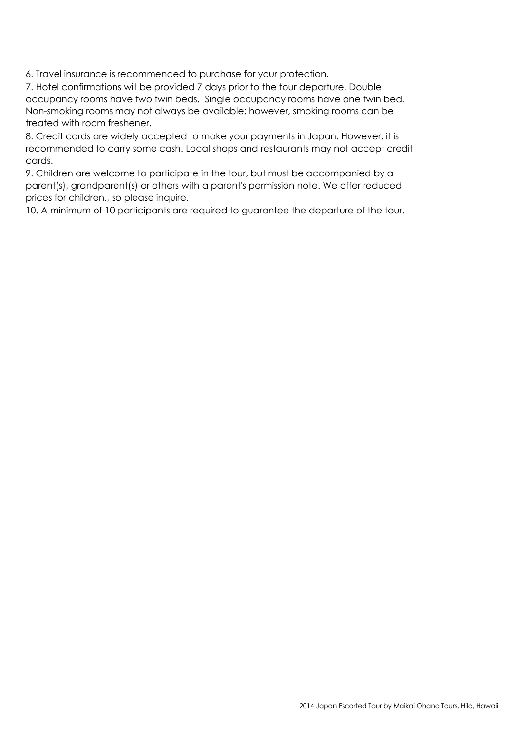6. Travel insurance is recommended to purchase for your protection.

7. Hotel confirmations will be provided 7 days prior to the tour departure. Double occupancy rooms have two twin beds. Single occupancy rooms have one twin bed. Non-smoking rooms may not always be available; however, smoking rooms can be treated with room freshener.

8. Credit cards are widely accepted to make your payments in Japan. However, it is recommended to carry some cash. Local shops and restaurants may not accept credit cards.

9. Children are welcome to participate in the tour, but must be accompanied by a parent(s), grandparent(s) or others with a parent's permission note. We offer reduced prices for children., so please inquire.

10. A minimum of 10 participants are required to guarantee the departure of the tour.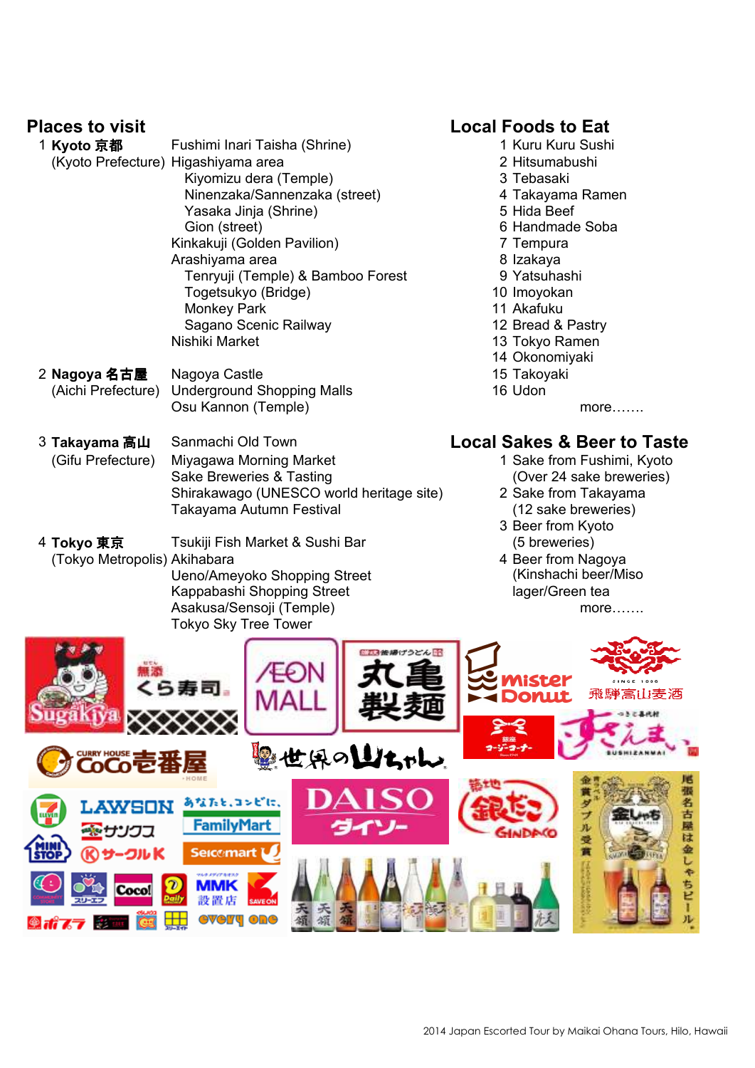## Places to visit

1 **Kyoto 京都** (Kyoto Prefecture)
- Fushimi Inari Taisha (Shrine)
- Higashiyama area
  - Kiyomizu dera (Temple)
  - Ninenzaka/Sannenzaka (street)
  - Yasaka Jinja (Shrine)
  - Gion (street)
- Kinkakuji (Golden Pavilion)
- Arashiyama area
  - Tenryuji (Temple) & Bamboo Forest
  - Togetsukyo (Bridge)
  - Monkey Park
  - Sagano Scenic Railway
- Nishiki Market

2 **Nagoya 名古屋** (Aichi Prefecture)
- Nagoya Castle
- Underground Shopping Malls
- Osu Kannon (Temple)

3 **Takayama 高山** (Gifu Prefecture)
- Sanmachi Old Town
- Miyagawa Morning Market
- Sake Breweries & Tasting
- Shirakawago (UNESCO world heritage site)
- Takayama Autumn Festival

4 **Tokyo 東京** (Tokyo Metropolis)
- Tsukiji Fish Market & Sushi Bar
- Akihabara
- Ueno/Ameyoko Shopping Street
- Kappabashi Shopping Street
- Asakusa/Sensoji (Temple)
- Tokyo Sky Tree Tower

## Local Foods to Eat

1. Kuru Kuru Sushi
2. Hitsumabushi
3. Tebasaki
4. Takayama Ramen
5. Hida Beef
6. Handmade Soba
7. Tempura
8. Izakaya
9. Yatsuhashi
10. Imoyokan
11. Akafuku
12. Bread & Pastry
13. Tokyo Ramen
14. Okonomiyaki
15. Takoyaki
16. Udon

more…….

## Local Sakes & Beer to Taste

1. Sake from Fushimi, Kyoto (Over 24 sake breweries)
2. Sake from Takayama (12 sake breweries)
3. Beer from Kyoto (5 breweries)
4. Beer from Nagoya (Kinshachi beer/Miso lager/Green tea

more…….

2014 Japan Escorted Tour by Maikai Ohana Tours, Hilo, Hawaii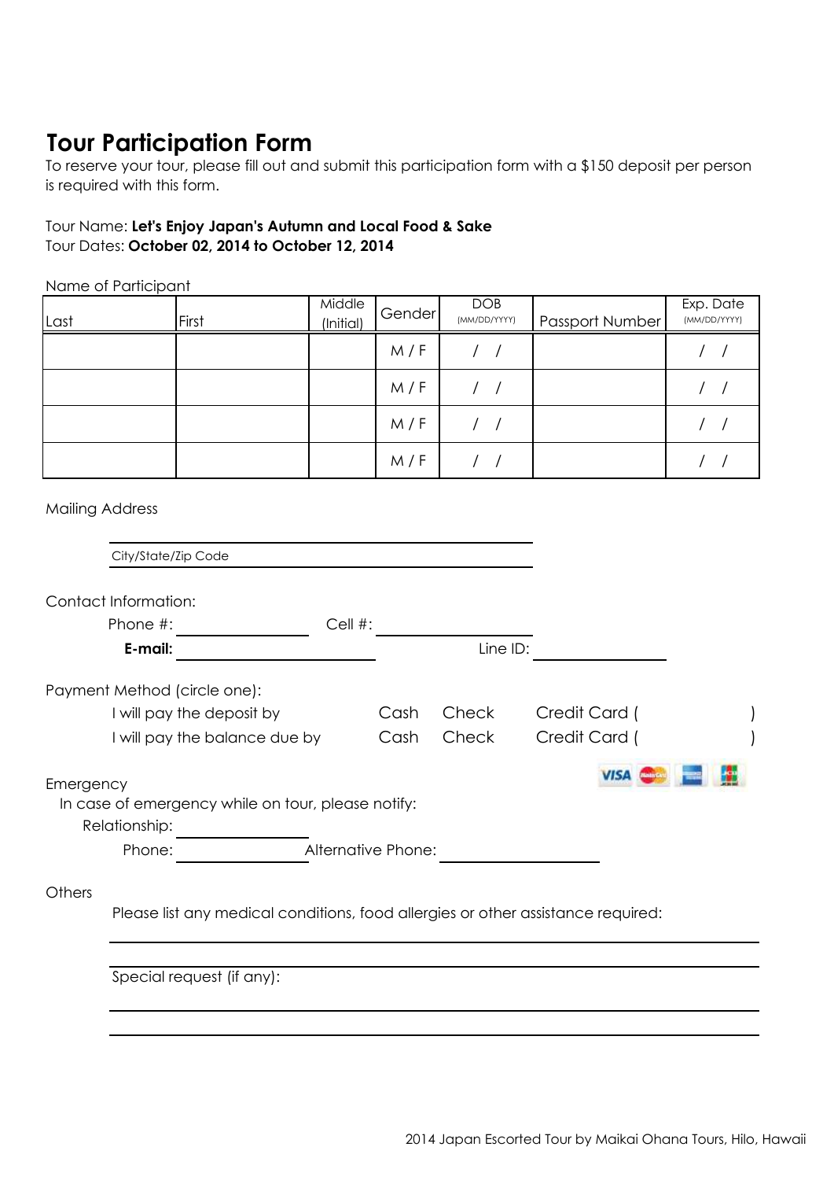# Tour Participation Form

To reserve your tour, please fill out and submit this participation form with a $150 deposit per person is required with this form.

Tour Name: **Let's Enjoy Japan's Autumn and Local Food & Sake**
Tour Dates: **October 02, 2014 to October 12, 2014**

Name of Participant

| Last | First | Middle (Initial) | Gender | DOB (MM/DD/YYYY) | Passport Number | Exp. Date (MM/DD/YYYY) |
|---|---|---|---|---|---|---|
| | | | M / F | / / | | / / |
| | | | M / F | / / | | / / |
| | | | M / F | / / | | / / |
| | | | M / F | / / | | / / |

Mailing Address

\_\_\_\_\_\_\_\_\_\_\_\_\_\_\_\_\_\_\_\_\_\_\_\_\_\_\_\_\_\_\_\_\_\_\_\_

City/State/Zip Code \_\_\_\_\_\_\_\_\_\_\_\_\_\_\_\_\_\_\_\_\_\_\_\_\_\_\_\_\_\_\_\_\_\_\_\_

Contact Information:

Phone #: \_\_\_\_\_\_\_\_\_\_\_\_\_\_\_ Cell #: \_\_\_\_\_\_\_\_\_\_\_\_\_\_\_

**E-mail:** \_\_\_\_\_\_\_\_\_\_\_\_\_\_\_\_\_\_\_\_ Line ID: \_\_\_\_\_\_\_\_\_\_\_\_\_\_\_

Payment Method (circle one):

I will pay the deposit by Cash Check Credit Card (                    )

I will pay the balance due by Cash Check Credit Card (                    )

Emergency

In case of emergency while on tour, please notify:

Relationship: \_\_\_\_\_\_\_\_\_\_\_\_\_\_\_

Phone: \_\_\_\_\_\_\_\_\_\_\_\_\_\_\_ Alternative Phone: \_\_\_\_\_\_\_\_\_\_\_\_\_\_\_

Others

Please list any medical conditions, food allergies or other assistance required:

\_\_\_\_\_\_\_\_\_\_\_\_\_\_\_\_\_\_\_\_\_\_\_\_\_\_\_\_\_\_\_\_\_\_\_\_\_\_\_\_\_\_\_\_\_\_\_\_\_\_\_\_\_\_\_\_

\_\_\_\_\_\_\_\_\_\_\_\_\_\_\_\_\_\_\_\_\_\_\_\_\_\_\_\_\_\_\_\_\_\_\_\_\_\_\_\_\_\_\_\_\_\_\_\_\_\_\_\_\_\_\_\_

Special request (if any):

\_\_\_\_\_\_\_\_\_\_\_\_\_\_\_\_\_\_\_\_\_\_\_\_\_\_\_\_\_\_\_\_\_\_\_\_\_\_\_\_\_\_\_\_\_\_\_\_\_\_\_\_\_\_\_\_

\_\_\_\_\_\_\_\_\_\_\_\_\_\_\_\_\_\_\_\_\_\_\_\_\_\_\_\_\_\_\_\_\_\_\_\_\_\_\_\_\_\_\_\_\_\_\_\_\_\_\_\_\_\_\_\_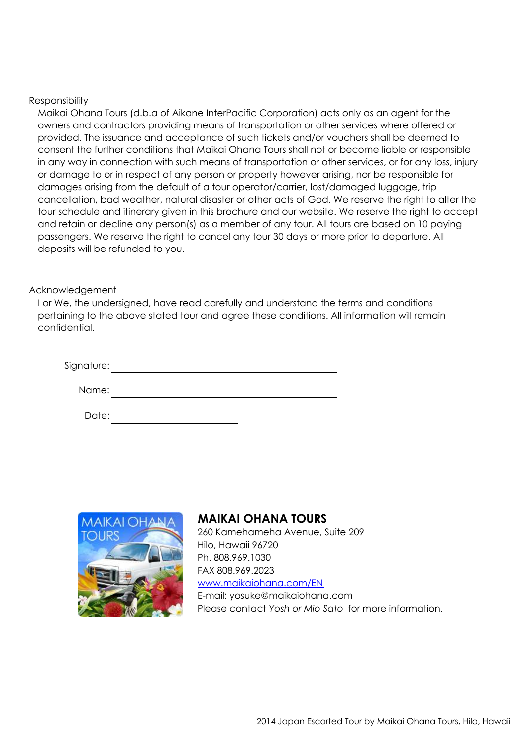## Responsibility

Maikai Ohana Tours (d.b.a of Aikane InterPacific Corporation) acts only as an agent for the owners and contractors providing means of transportation or other services where offered or provided. The issuance and acceptance of such tickets and/or vouchers shall be deemed to consent the further conditions that Maikai Ohana Tours shall not or become liable or responsible in any way in connection with such means of transportation or other services, or for any loss, injury or damage to or in respect of any person or property however arising, nor be responsible for damages arising from the default of a tour operator/carrier, lost/damaged luggage, trip cancellation, bad weather, natural disaster or other acts of God. We reserve the right to alter the tour schedule and itinerary given in this brochure and our website. We reserve the right to accept and retain or decline any person(s) as a member of any tour. All tours are based on 10 paying passengers. We reserve the right to cancel any tour 30 days or more prior to departure. All deposits will be refunded to you.

## Acknowledgement

I or We, the undersigned, have read carefully and understand the terms and conditions pertaining to the above stated tour and agree these conditions. All information will remain confidential.

Signature: ______________________________

Name: ______________________________

Date: ____________________

**MAIKAI OHANA TOURS**
260 Kamehameha Avenue, Suite 209
Hilo, Hawaii 96720
Ph. 808.969.1030
FAX 808.969.2023
www.maikaiohana.com/EN
E-mail: yosuke@maikaiohana.com
Please contact *Yosh or Mio Sato* for more information.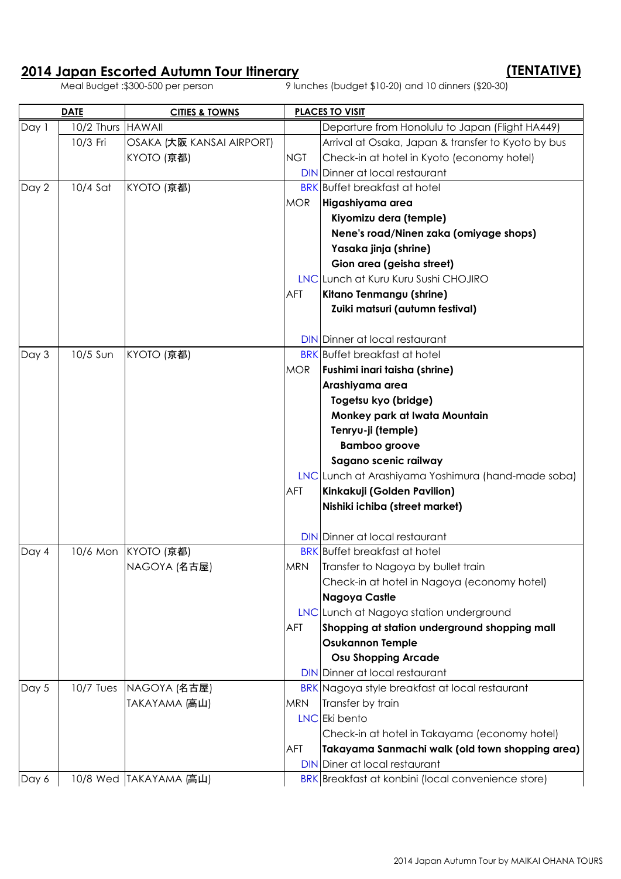## 2014 Japan Escorted Autumn Tour Itinerary

**(TENTATIVE)**

Meal Budget :$300-500 per person — 9 lunches (budget $10-20) and 10 dinners ($20-30)

| DATE | | CITIES & TOWNS | PLACES TO VISIT | |
|---|---|---|---|---|
| Day 1 | 10/2 Thurs | HAWAII | | Departure from Honolulu to Japan (Flight HA449) |
| | 10/3 Fri | OSAKA (大阪 KANSAI AIRPORT) | | Arrival at Osaka, Japan & transfer to Kyoto by bus |
| | | KYOTO (京都) | NGT | Check-in at hotel in Kyoto (economy hotel) |
| | | | DIN | Dinner at local restaurant |
| Day 2 | 10/4 Sat | KYOTO (京都) | BRK | Buffet breakfast at hotel |
| | | | MOR | **Higashiyama area** |
| | | | | **Kiyomizu dera (temple)** |
| | | | | **Nene's road/Ninen zaka (omiyage shops)** |
| | | | | **Yasaka jinja (shrine)** |
| | | | | **Gion area (geisha street)** |
| | | | LNC | Lunch at Kuru Kuru Sushi CHOJIRO |
| | | | AFT | **Kitano Tenmangu (shrine)** |
| | | | | **Zuiki matsuri (autumn festival)** |
| | | | DIN | Dinner at local restaurant |
| Day 3 | 10/5 Sun | KYOTO (京都) | BRK | Buffet breakfast at hotel |
| | | | MOR | **Fushimi inari taisha (shrine)** |
| | | | | **Arashiyama area** |
| | | | | **Togetsu kyo (bridge)** |
| | | | | **Monkey park at Iwata Mountain** |
| | | | | **Tenryu-ji (temple)** |
| | | | | **Bamboo groove** |
| | | | | **Sagano scenic railway** |
| | | | LNC | Lunch at Arashiyama Yoshimura (hand-made soba) |
| | | | AFT | **Kinkakuji (Golden Pavilion)** |
| | | | | **Nishiki ichiba (street market)** |
| | | | DIN | Dinner at local restaurant |
| Day 4 | 10/6 Mon | KYOTO (京都) | BRK | Buffet breakfast at hotel |
| | | NAGOYA (名古屋) | MRN | Transfer to Nagoya by bullet train |
| | | | | Check-in at hotel in Nagoya (economy hotel) |
| | | | | **Nagoya Castle** |
| | | | LNC | Lunch at Nagoya station underground |
| | | | AFT | **Shopping at station underground shopping mall** |
| | | | | **Osukannon Temple** |
| | | | | **Osu Shopping Arcade** |
| | | | DIN | Dinner at local restaurant |
| Day 5 | 10/7 Tues | NAGOYA (名古屋) | BRK | Nagoya style breakfast at local restaurant |
| | | TAKAYAMA (高山) | MRN | Transfer by train |
| | | | LNC | Eki bento |
| | | | | Check-in at hotel in Takayama (economy hotel) |
| | | | AFT | **Takayama Sanmachi walk (old town shopping area)** |
| | | | DIN | Diner at local restaurant |
| Day 6 | 10/8 Wed | TAKAYAMA (高山) | BRK | Breakfast at konbini (local convenience store) |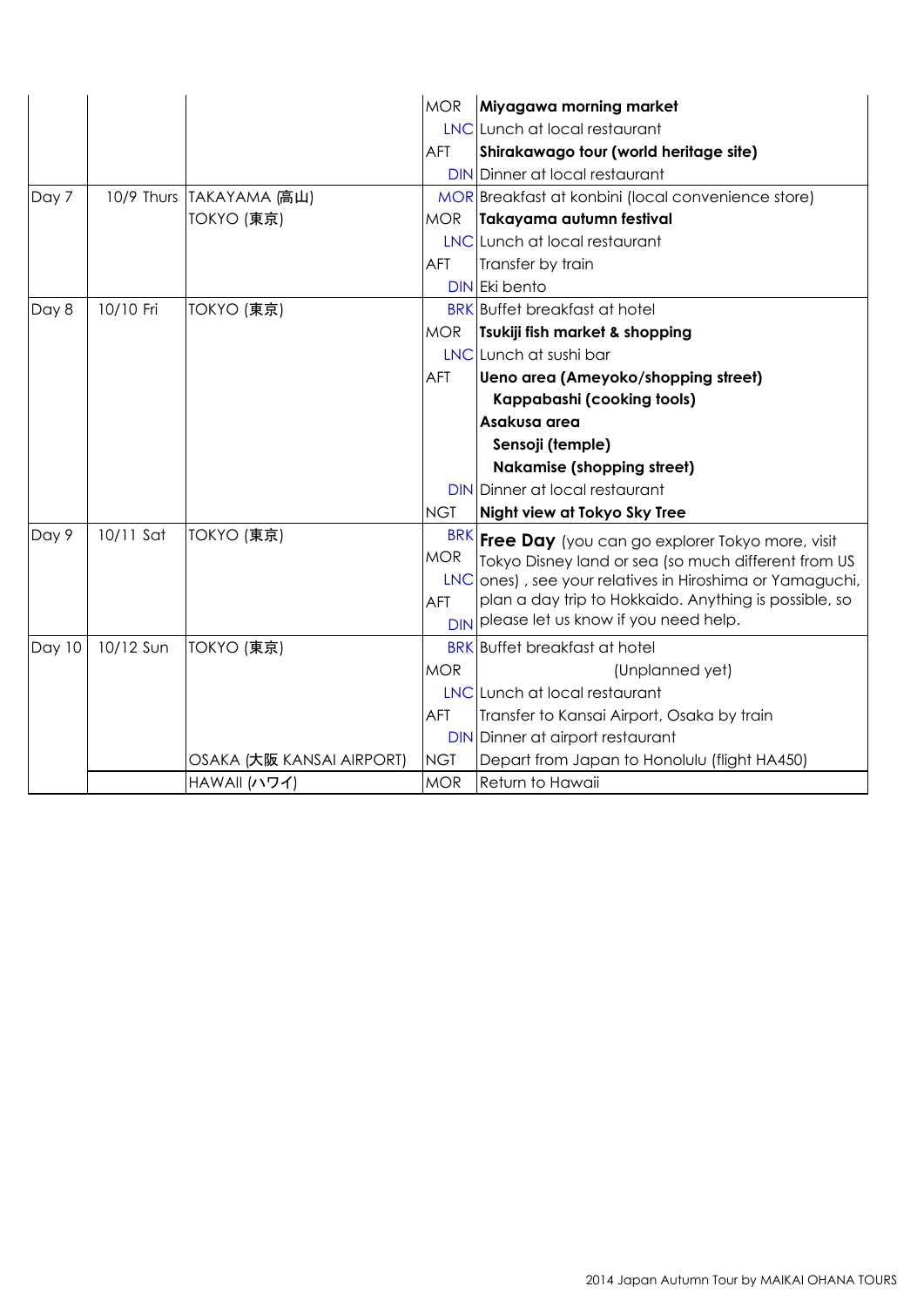| | | | | |
|---|---|---|---|---|
| | | | MOR | **Miyagawa morning market** |
| | | | LNC | Lunch at local restaurant |
| | | | AFT | **Shirakawago tour (world heritage site)** |
| | | | DIN | Dinner at local restaurant |
| Day 7 | 10/9 Thurs | TAKAYAMA (高山) | MOR | Breakfast at konbini (local convenience store) |
| | | TOKYO (東京) | MOR | **Takayama autumn festival** |
| | | | LNC | Lunch at local restaurant |
| | | | AFT | Transfer by train |
| | | | DIN | Eki bento |
| Day 8 | 10/10 Fri | TOKYO (東京) | BRK | Buffet breakfast at hotel |
| | | | MOR | **Tsukiji fish market & shopping** |
| | | | LNC | Lunch at sushi bar |
| | | | AFT | **Ueno area (Ameyoko/shopping street)** |
| | | | | **Kappabashi (cooking tools)** |
| | | | | **Asakusa area** |
| | | | | **Sensoji (temple)** |
| | | | | **Nakamise (shopping street)** |
| | | | DIN | Dinner at local restaurant |
| | | | NGT | **Night view at Tokyo Sky Tree** |
| Day 9 | 10/11 Sat | TOKYO (東京) | BRK | **Free Day** (you can go explorer Tokyo more, visit |
| | | | MOR | Tokyo Disney land or sea (so much different from US |
| | | | LNC | ones) , see your relatives in Hiroshima or Yamaguchi, |
| | | | AFT | plan a day trip to Hokkaido. Anything is possible, so |
| | | | DIN | please let us know if you need help. |
| Day 10 | 10/12 Sun | TOKYO (東京) | BRK | Buffet breakfast at hotel |
| | | | MOR | (Unplanned yet) |
| | | | LNC | Lunch at local restaurant |
| | | | AFT | Transfer to Kansai Airport, Osaka by train |
| | | | DIN | Dinner at airport restaurant |
| | | OSAKA (大阪 KANSAI AIRPORT) | NGT | Depart from Japan to Honolulu (flight HA450) |
| | | HAWAII (ハワイ) | MOR | Return to Hawaii |